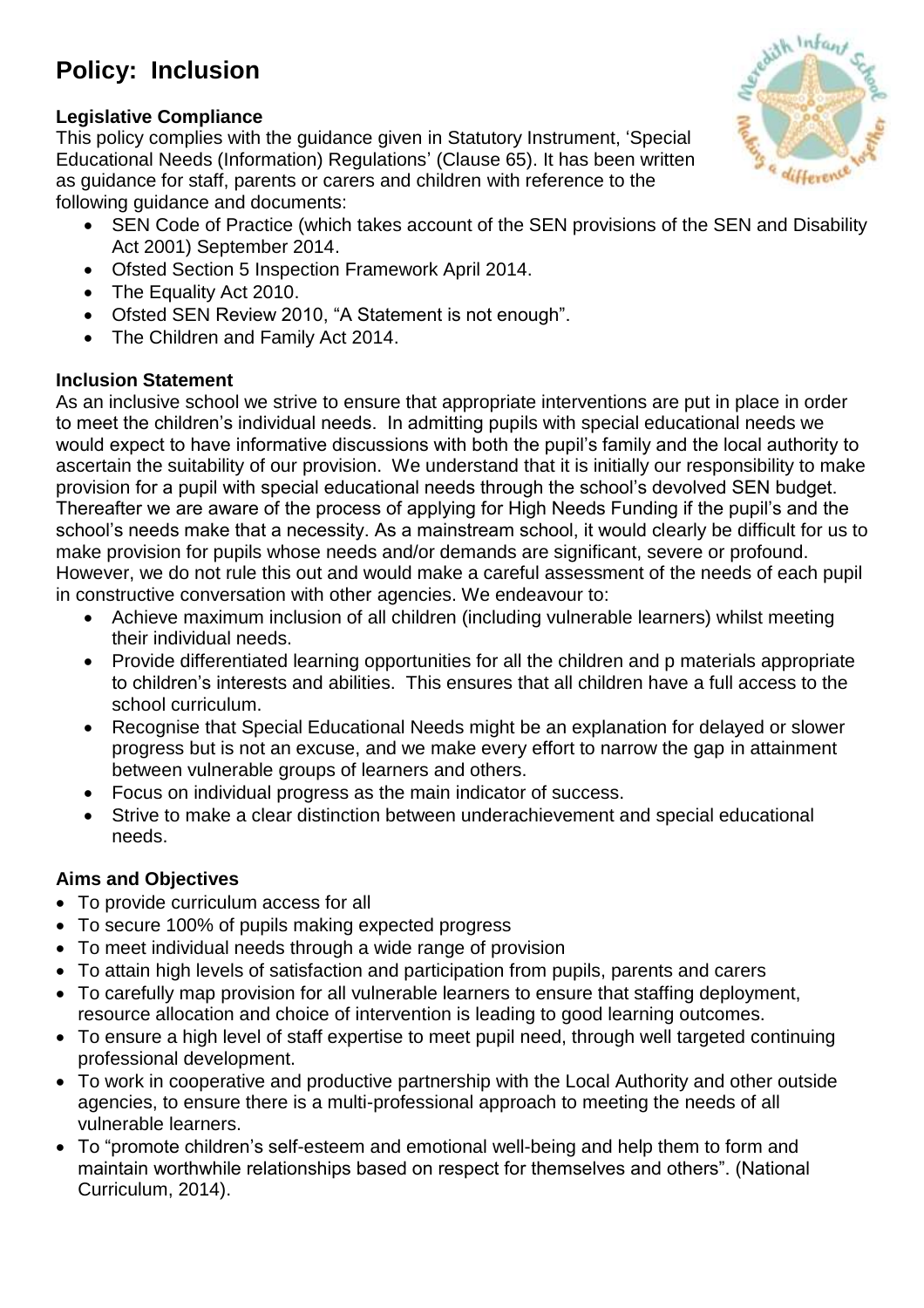# Policy: Inclusion

### Legislative Compliance

This policy complies with the guidance given in Statutory Instrument, 'Special Educational Needs (Information) Regulations' (Clause 65). It has been written as guidance for staff, parents or carers and children with reference to the following guidance and documents:

- SEN Code of Practice (which takes account of the SEN provisions of the SEN and Disability Act 2001) September 2014.
- Ofsted Section 5 Inspection Framework April 2014.
- The Equality Act 2010.
- Ofsted SEN Review 2010, "A Statement is not enough".
- The Children and Family Act 2014.

### Inclusion Statement

As an inclusive school we strive to ensure that appropriate interventions are put in place in order to meet the children's individual needs. In admitting pupils with special educational needs we would expect to have informative discussions with both the pupil's family and the local authority to ascertain the suitability of our provision. We understand that it is initially our responsibility to make provision for a pupil with special educational needs through the school's devolved SEN budget. Thereafter we are aware of the process of applying for High Needs Funding if the pupil's and the school's needs make that a necessity. As a mainstream school, it would clearly be difficult for us to make provision for pupils whose needs and/or demands are significant, severe or profound. However, we do not rule this out and would make a careful assessment of the needs of each pupil in constructive conversation with other agencies. We endeavour to:

- Achieve maximum inclusion of all children (including vulnerable learners) whilst meeting their individual needs.
- Provide differentiated learning opportunities for all the children and p materials appropriate to children's interests and abilities. This ensures that all children have a full access to the school curriculum.
- Recognise that Special Educational Needs might be an explanation for delayed or slower progress but is not an excuse, and we make every effort to narrow the gap in attainment between vulnerable groups of learners and others.
- Focus on individual progress as the main indicator of success.
- Strive to make a clear distinction between underachievement and special educational needs.

### Aims and Objectives

- To provide curriculum access for all
- To secure 100% of pupils making expected progress
- To meet individual needs through a wide range of provision
- To attain high levels of satisfaction and participation from pupils, parents and carers
- To carefully map provision for all vulnerable learners to ensure that staffing deployment, resource allocation and choice of intervention is leading to good learning outcomes.
- To ensure a high level of staff expertise to meet pupil need, through well targeted continuing professional development.
- To work in cooperative and productive partnership with the Local Authority and other outside agencies, to ensure there is a multi-professional approach to meeting the needs of all vulnerable learners.
- To "promote children's self-esteem and emotional well-being and help them to form and maintain worthwhile relationships based on respect for themselves and others". (National Curriculum, 2014).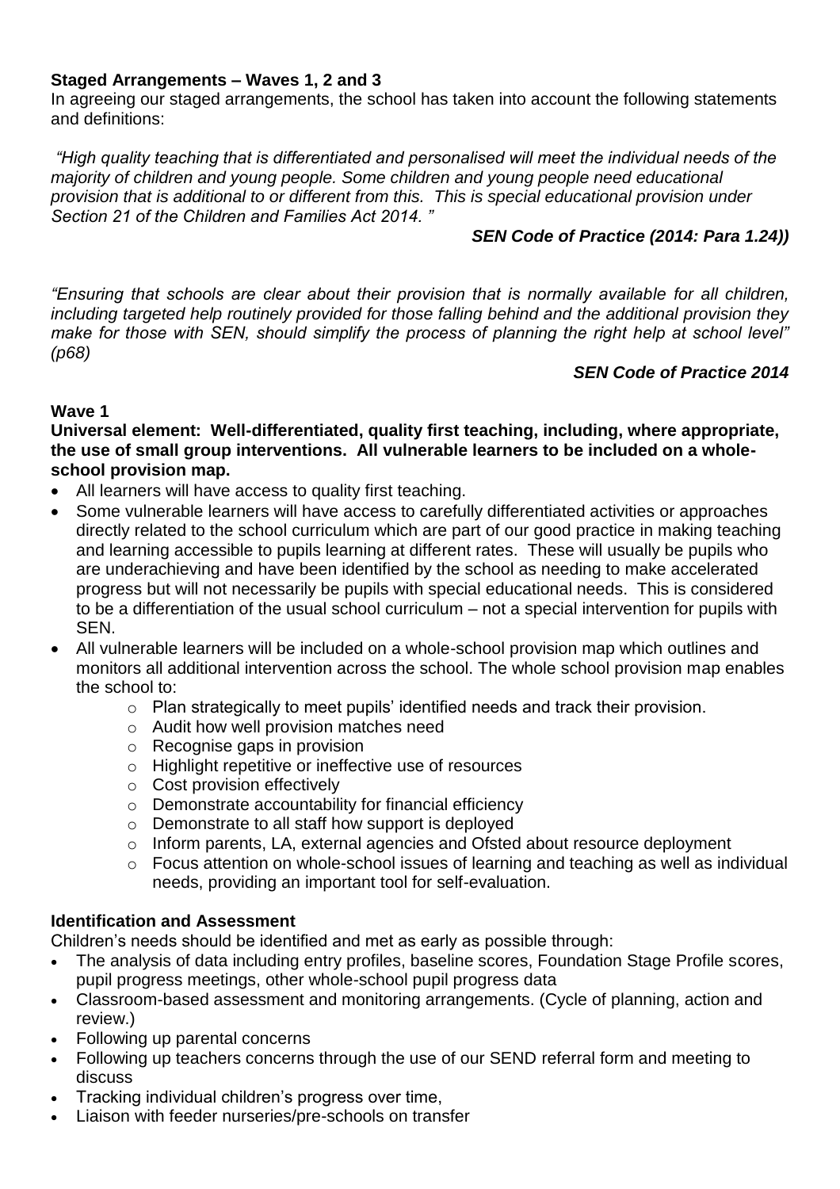**Staged Arrangements – Waves 1, 2 and 3**

In agreeing our staged arrangements, the school has taken into account the following statements and definitions:

*"High quality teaching that is differentiated and personalised will meet the individual needs of the majority of children and young people. Some children and young people need educational provision that is additional to or different from this. This is special educational provision under Section 21 of the Children and Families Act 2014. "*

***SEN Code of Practice (2014: Para 1.24))***

*"Ensuring that schools are clear about their provision that is normally available for all children, including targeted help routinely provided for those falling behind and the additional provision they make for those with SEN, should simplify the process of planning the right help at school level" (p68)*

***SEN Code of Practice 2014***

**Wave 1**

**Universal element: Well-differentiated, quality first teaching, including, where appropriate, the use of small group interventions. All vulnerable learners to be included on a whole-school provision map.**

- All learners will have access to quality first teaching.
- Some vulnerable learners will have access to carefully differentiated activities or approaches directly related to the school curriculum which are part of our good practice in making teaching and learning accessible to pupils learning at different rates. These will usually be pupils who are underachieving and have been identified by the school as needing to make accelerated progress but will not necessarily be pupils with special educational needs. This is considered to be a differentiation of the usual school curriculum – not a special intervention for pupils with SEN.
- All vulnerable learners will be included on a whole-school provision map which outlines and monitors all additional intervention across the school. The whole school provision map enables the school to:
  - Plan strategically to meet pupils' identified needs and track their provision.
  - Audit how well provision matches need
  - Recognise gaps in provision
  - Highlight repetitive or ineffective use of resources
  - Cost provision effectively
  - Demonstrate accountability for financial efficiency
  - Demonstrate to all staff how support is deployed
  - Inform parents, LA, external agencies and Ofsted about resource deployment
  - Focus attention on whole-school issues of learning and teaching as well as individual needs, providing an important tool for self-evaluation.

**Identification and Assessment**

Children's needs should be identified and met as early as possible through:

- The analysis of data including entry profiles, baseline scores, Foundation Stage Profile scores, pupil progress meetings, other whole-school pupil progress data
- Classroom-based assessment and monitoring arrangements. (Cycle of planning, action and review.)
- Following up parental concerns
- Following up teachers concerns through the use of our SEND referral form and meeting to discuss
- Tracking individual children's progress over time,
- Liaison with feeder nurseries/pre-schools on transfer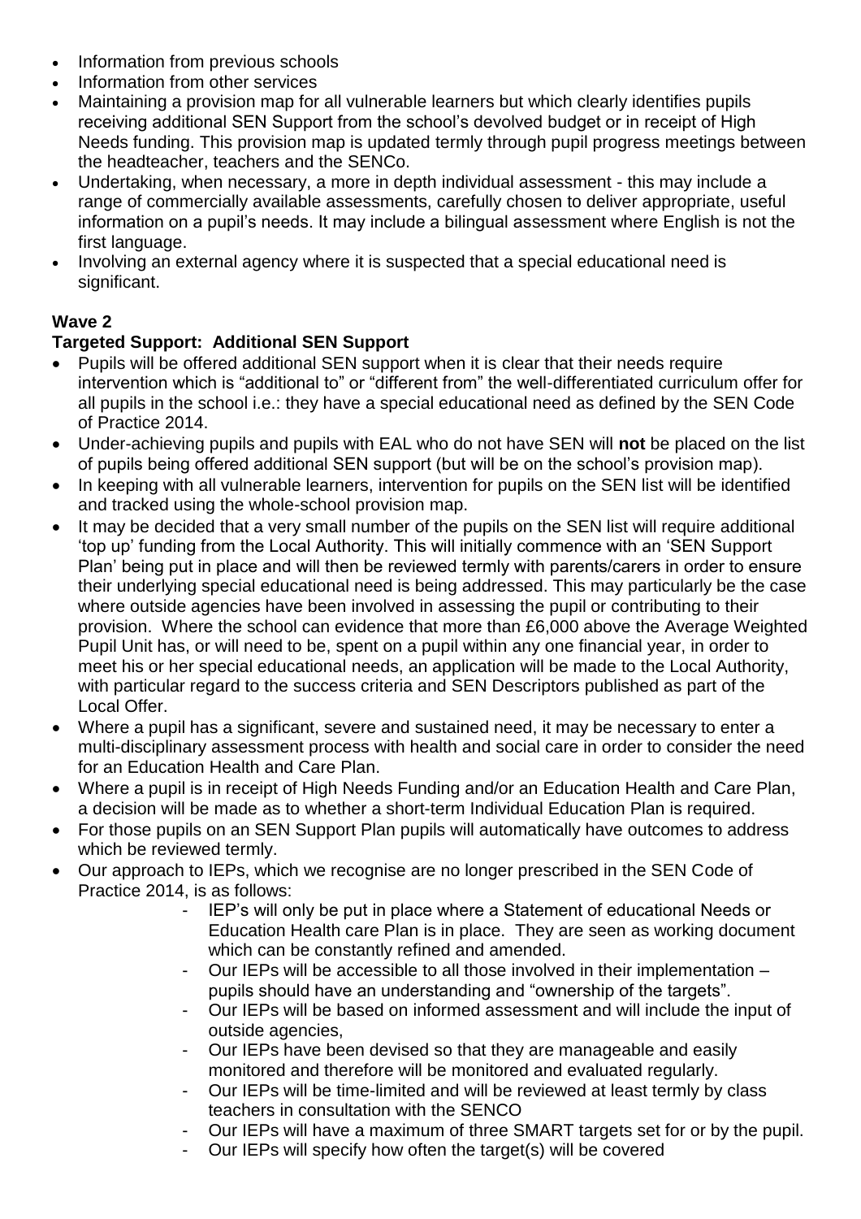- Information from previous schools
- Information from other services
- Maintaining a provision map for all vulnerable learners but which clearly identifies pupils receiving additional SEN Support from the school's devolved budget or in receipt of High Needs funding. This provision map is updated termly through pupil progress meetings between the headteacher, teachers and the SENCo.
- Undertaking, when necessary, a more in depth individual assessment - this may include a range of commercially available assessments, carefully chosen to deliver appropriate, useful information on a pupil's needs. It may include a bilingual assessment where English is not the first language.
- Involving an external agency where it is suspected that a special educational need is significant.

**Wave 2**

**Targeted Support: Additional SEN Support**

- Pupils will be offered additional SEN support when it is clear that their needs require intervention which is "additional to" or "different from" the well-differentiated curriculum offer for all pupils in the school i.e.: they have a special educational need as defined by the SEN Code of Practice 2014.
- Under-achieving pupils and pupils with EAL who do not have SEN will **not** be placed on the list of pupils being offered additional SEN support (but will be on the school's provision map).
- In keeping with all vulnerable learners, intervention for pupils on the SEN list will be identified and tracked using the whole-school provision map.
- It may be decided that a very small number of the pupils on the SEN list will require additional 'top up' funding from the Local Authority. This will initially commence with an 'SEN Support Plan' being put in place and will then be reviewed termly with parents/carers in order to ensure their underlying special educational need is being addressed. This may particularly be the case where outside agencies have been involved in assessing the pupil or contributing to their provision. Where the school can evidence that more than £6,000 above the Average Weighted Pupil Unit has, or will need to be, spent on a pupil within any one financial year, in order to meet his or her special educational needs, an application will be made to the Local Authority, with particular regard to the success criteria and SEN Descriptors published as part of the Local Offer.
- Where a pupil has a significant, severe and sustained need, it may be necessary to enter a multi-disciplinary assessment process with health and social care in order to consider the need for an Education Health and Care Plan.
- Where a pupil is in receipt of High Needs Funding and/or an Education Health and Care Plan, a decision will be made as to whether a short-term Individual Education Plan is required.
- For those pupils on an SEN Support Plan pupils will automatically have outcomes to address which be reviewed termly.
- Our approach to IEPs, which we recognise are no longer prescribed in the SEN Code of Practice 2014, is as follows:
  - IEP's will only be put in place where a Statement of educational Needs or Education Health care Plan is in place. They are seen as working document which can be constantly refined and amended.
  - Our IEPs will be accessible to all those involved in their implementation – pupils should have an understanding and "ownership of the targets".
  - Our IEPs will be based on informed assessment and will include the input of outside agencies,
  - Our IEPs have been devised so that they are manageable and easily monitored and therefore will be monitored and evaluated regularly.
  - Our IEPs will be time-limited and will be reviewed at least termly by class teachers in consultation with the SENCO
  - Our IEPs will have a maximum of three SMART targets set for or by the pupil.
  - Our IEPs will specify how often the target(s) will be covered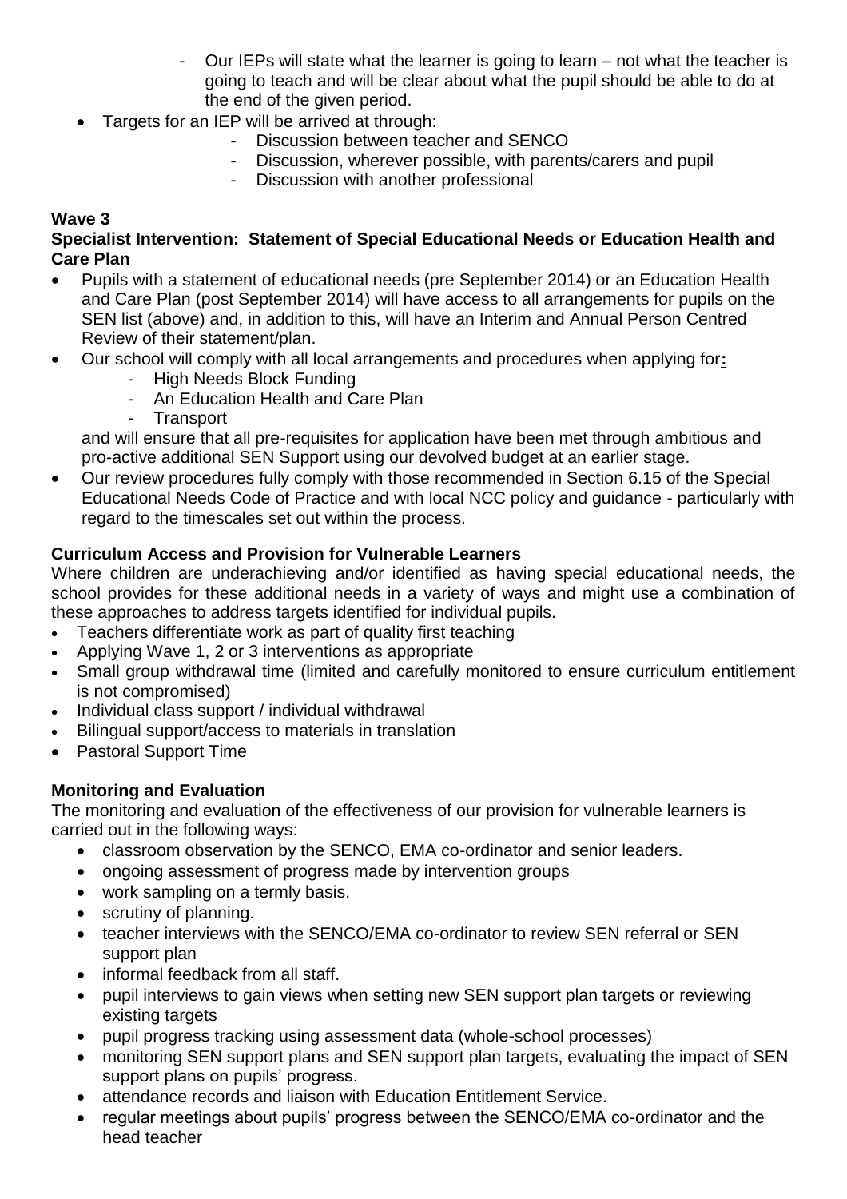- Our IEPs will state what the learner is going to learn – not what the teacher is going to teach and will be clear about what the pupil should be able to do at the end of the given period.
- Targets for an IEP will be arrived at through:
  - Discussion between teacher and SENCO
  - Discussion, wherever possible, with parents/carers and pupil
  - Discussion with another professional

**Wave 3**

**Specialist Intervention: Statement of Special Educational Needs or Education Health and Care Plan**

- Pupils with a statement of educational needs (pre September 2014) or an Education Health and Care Plan (post September 2014) will have access to all arrangements for pupils on the SEN list (above) and, in addition to this, will have an Interim and Annual Person Centred Review of their statement/plan.
- Our school will comply with all local arrangements and procedures when applying for**:**
  - High Needs Block Funding
  - An Education Health and Care Plan
  - Transport

  and will ensure that all pre-requisites for application have been met through ambitious and pro-active additional SEN Support using our devolved budget at an earlier stage.
- Our review procedures fully comply with those recommended in Section 6.15 of the Special Educational Needs Code of Practice and with local NCC policy and guidance - particularly with regard to the timescales set out within the process.

**Curriculum Access and Provision for Vulnerable Learners**

Where children are underachieving and/or identified as having special educational needs, the school provides for these additional needs in a variety of ways and might use a combination of these approaches to address targets identified for individual pupils.

- Teachers differentiate work as part of quality first teaching
- Applying Wave 1, 2 or 3 interventions as appropriate
- Small group withdrawal time (limited and carefully monitored to ensure curriculum entitlement is not compromised)
- Individual class support / individual withdrawal
- Bilingual support/access to materials in translation
- Pastoral Support Time

**Monitoring and Evaluation**

The monitoring and evaluation of the effectiveness of our provision for vulnerable learners is carried out in the following ways:

- classroom observation by the SENCO, EMA co-ordinator and senior leaders.
- ongoing assessment of progress made by intervention groups
- work sampling on a termly basis.
- scrutiny of planning.
- teacher interviews with the SENCO/EMA co-ordinator to review SEN referral or SEN support plan
- informal feedback from all staff.
- pupil interviews to gain views when setting new SEN support plan targets or reviewing existing targets
- pupil progress tracking using assessment data (whole-school processes)
- monitoring SEN support plans and SEN support plan targets, evaluating the impact of SEN support plans on pupils' progress.
- attendance records and liaison with Education Entitlement Service.
- regular meetings about pupils' progress between the SENCO/EMA co-ordinator and the head teacher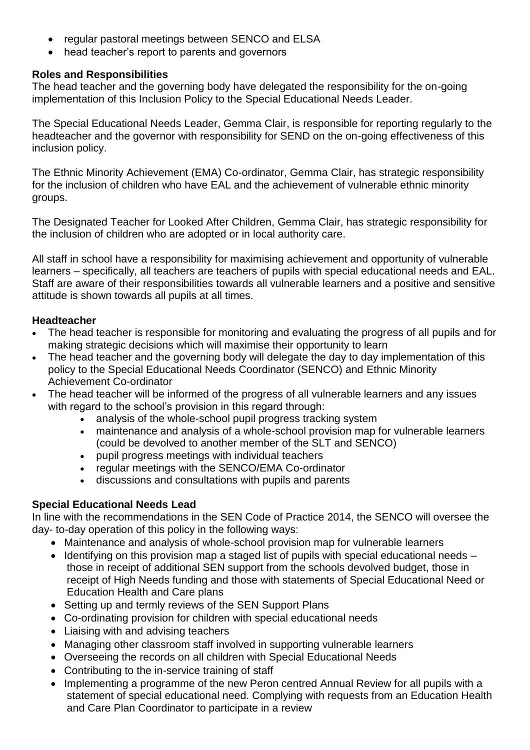- regular pastoral meetings between SENCO and ELSA
- head teacher's report to parents and governors

**Roles and Responsibilities**

The head teacher and the governing body have delegated the responsibility for the on-going implementation of this Inclusion Policy to the Special Educational Needs Leader.

The Special Educational Needs Leader, Gemma Clair, is responsible for reporting regularly to the headteacher and the governor with responsibility for SEND on the on-going effectiveness of this inclusion policy.

The Ethnic Minority Achievement (EMA) Co-ordinator, Gemma Clair, has strategic responsibility for the inclusion of children who have EAL and the achievement of vulnerable ethnic minority groups.

The Designated Teacher for Looked After Children, Gemma Clair, has strategic responsibility for the inclusion of children who are adopted or in local authority care.

All staff in school have a responsibility for maximising achievement and opportunity of vulnerable learners – specifically, all teachers are teachers of pupils with special educational needs and EAL. Staff are aware of their responsibilities towards all vulnerable learners and a positive and sensitive attitude is shown towards all pupils at all times.

**Headteacher**

- The head teacher is responsible for monitoring and evaluating the progress of all pupils and for making strategic decisions which will maximise their opportunity to learn
- The head teacher and the governing body will delegate the day to day implementation of this policy to the Special Educational Needs Coordinator (SENCO) and Ethnic Minority Achievement Co-ordinator
- The head teacher will be informed of the progress of all vulnerable learners and any issues with regard to the school's provision in this regard through:
  - analysis of the whole-school pupil progress tracking system
  - maintenance and analysis of a whole-school provision map for vulnerable learners (could be devolved to another member of the SLT and SENCO)
  - pupil progress meetings with individual teachers
  - regular meetings with the SENCO/EMA Co-ordinator
  - discussions and consultations with pupils and parents

**Special Educational Needs Lead**

In line with the recommendations in the SEN Code of Practice 2014, the SENCO will oversee the day- to-day operation of this policy in the following ways:

- Maintenance and analysis of whole-school provision map for vulnerable learners
- Identifying on this provision map a staged list of pupils with special educational needs – those in receipt of additional SEN support from the schools devolved budget, those in receipt of High Needs funding and those with statements of Special Educational Need or Education Health and Care plans
- Setting up and termly reviews of the SEN Support Plans
- Co-ordinating provision for children with special educational needs
- Liaising with and advising teachers
- Managing other classroom staff involved in supporting vulnerable learners
- Overseeing the records on all children with Special Educational Needs
- Contributing to the in-service training of staff
- Implementing a programme of the new Peron centred Annual Review for all pupils with a statement of special educational need. Complying with requests from an Education Health and Care Plan Coordinator to participate in a review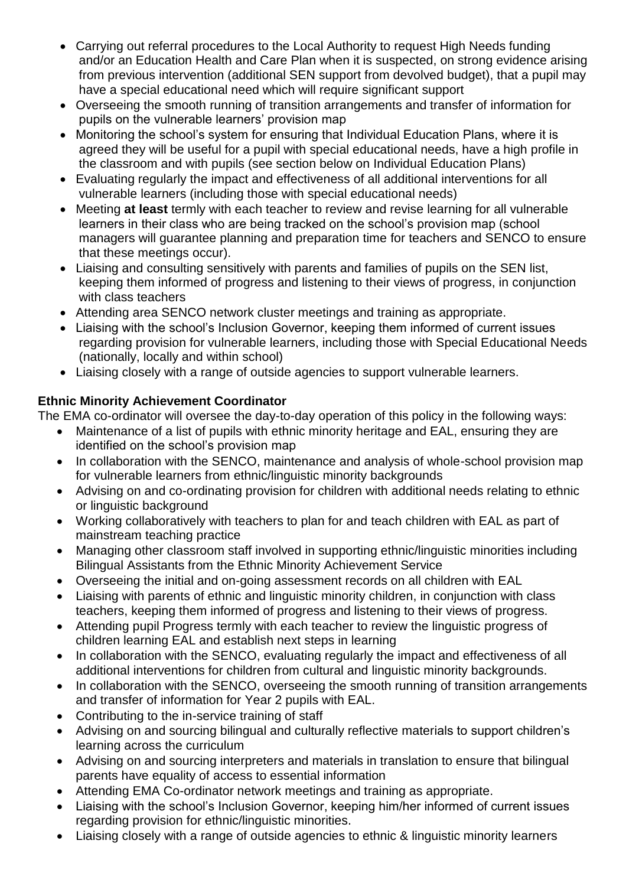- Carrying out referral procedures to the Local Authority to request High Needs funding and/or an Education Health and Care Plan when it is suspected, on strong evidence arising from previous intervention (additional SEN support from devolved budget), that a pupil may have a special educational need which will require significant support
- Overseeing the smooth running of transition arrangements and transfer of information for pupils on the vulnerable learners' provision map
- Monitoring the school's system for ensuring that Individual Education Plans, where it is agreed they will be useful for a pupil with special educational needs, have a high profile in the classroom and with pupils (see section below on Individual Education Plans)
- Evaluating regularly the impact and effectiveness of all additional interventions for all vulnerable learners (including those with special educational needs)
- Meeting **at least** termly with each teacher to review and revise learning for all vulnerable learners in their class who are being tracked on the school's provision map (school managers will guarantee planning and preparation time for teachers and SENCO to ensure that these meetings occur).
- Liaising and consulting sensitively with parents and families of pupils on the SEN list, keeping them informed of progress and listening to their views of progress, in conjunction with class teachers
- Attending area SENCO network cluster meetings and training as appropriate.
- Liaising with the school's Inclusion Governor, keeping them informed of current issues regarding provision for vulnerable learners, including those with Special Educational Needs (nationally, locally and within school)
- Liaising closely with a range of outside agencies to support vulnerable learners.

**Ethnic Minority Achievement Coordinator**

The EMA co-ordinator will oversee the day-to-day operation of this policy in the following ways:

- Maintenance of a list of pupils with ethnic minority heritage and EAL, ensuring they are identified on the school's provision map
- In collaboration with the SENCO, maintenance and analysis of whole-school provision map for vulnerable learners from ethnic/linguistic minority backgrounds
- Advising on and co-ordinating provision for children with additional needs relating to ethnic or linguistic background
- Working collaboratively with teachers to plan for and teach children with EAL as part of mainstream teaching practice
- Managing other classroom staff involved in supporting ethnic/linguistic minorities including Bilingual Assistants from the Ethnic Minority Achievement Service
- Overseeing the initial and on-going assessment records on all children with EAL
- Liaising with parents of ethnic and linguistic minority children, in conjunction with class teachers, keeping them informed of progress and listening to their views of progress.
- Attending pupil Progress termly with each teacher to review the linguistic progress of children learning EAL and establish next steps in learning
- In collaboration with the SENCO, evaluating regularly the impact and effectiveness of all additional interventions for children from cultural and linguistic minority backgrounds.
- In collaboration with the SENCO, overseeing the smooth running of transition arrangements and transfer of information for Year 2 pupils with EAL.
- Contributing to the in-service training of staff
- Advising on and sourcing bilingual and culturally reflective materials to support children's learning across the curriculum
- Advising on and sourcing interpreters and materials in translation to ensure that bilingual parents have equality of access to essential information
- Attending EMA Co-ordinator network meetings and training as appropriate.
- Liaising with the school's Inclusion Governor, keeping him/her informed of current issues regarding provision for ethnic/linguistic minorities.
- Liaising closely with a range of outside agencies to ethnic & linguistic minority learners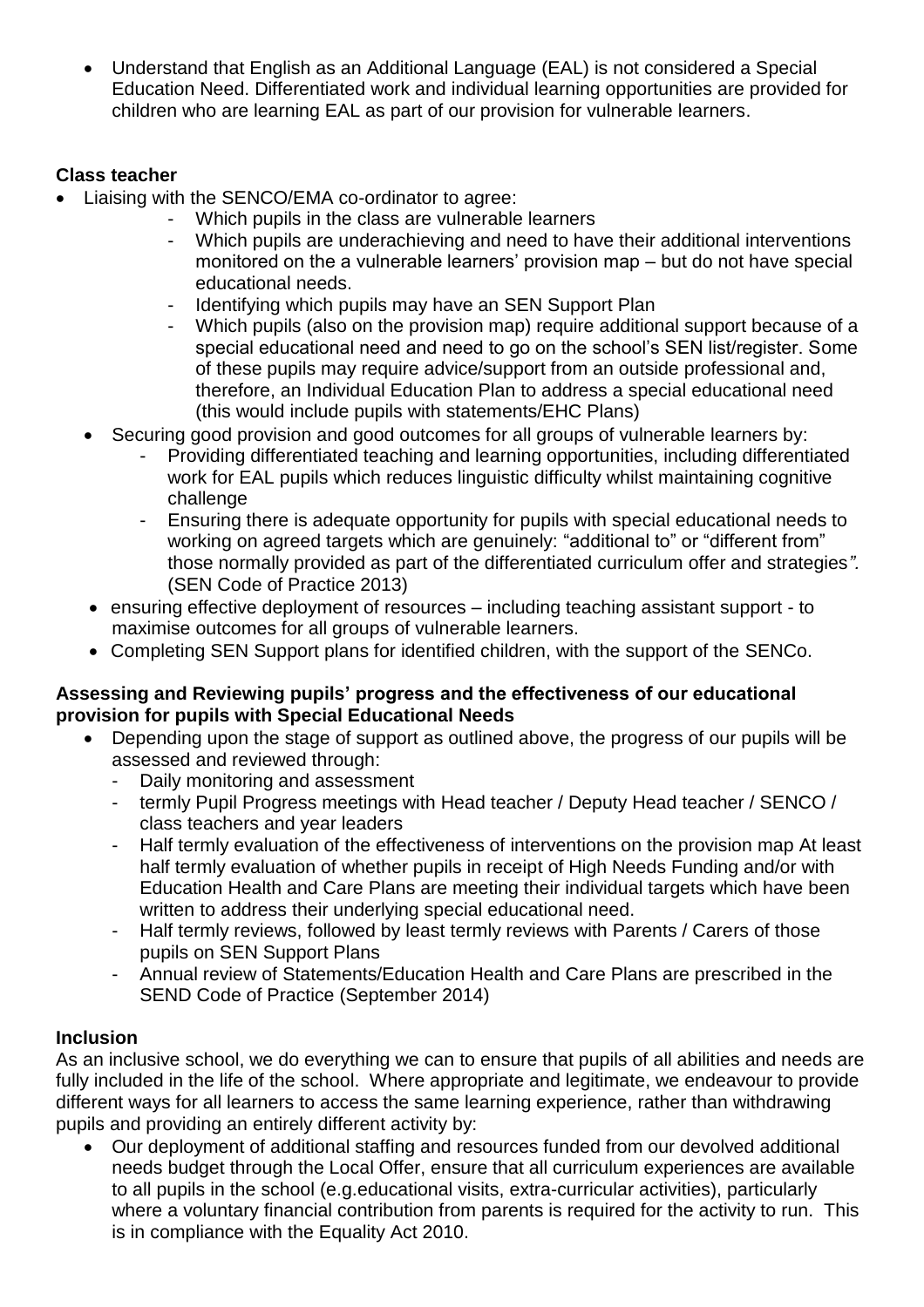- Understand that English as an Additional Language (EAL) is not considered a Special Education Need. Differentiated work and individual learning opportunities are provided for children who are learning EAL as part of our provision for vulnerable learners.

**Class teacher**

- Liaising with the SENCO/EMA co-ordinator to agree:
    - Which pupils in the class are vulnerable learners
    - Which pupils are underachieving and need to have their additional interventions monitored on the a vulnerable learners' provision map – but do not have special educational needs.
    - Identifying which pupils may have an SEN Support Plan
    - Which pupils (also on the provision map) require additional support because of a special educational need and need to go on the school's SEN list/register. Some of these pupils may require advice/support from an outside professional and, therefore, an Individual Education Plan to address a special educational need (this would include pupils with statements/EHC Plans)
- Securing good provision and good outcomes for all groups of vulnerable learners by:
    - Providing differentiated teaching and learning opportunities, including differentiated work for EAL pupils which reduces linguistic difficulty whilst maintaining cognitive challenge
    - Ensuring there is adequate opportunity for pupils with special educational needs to working on agreed targets which are genuinely: "additional to" or "different from" those normally provided as part of the differentiated curriculum offer and strategies*".* (SEN Code of Practice 2013)
- ensuring effective deployment of resources – including teaching assistant support - to maximise outcomes for all groups of vulnerable learners.
- Completing SEN Support plans for identified children, with the support of the SENCo.

**Assessing and Reviewing pupils' progress and the effectiveness of our educational provision for pupils with Special Educational Needs**

- Depending upon the stage of support as outlined above, the progress of our pupils will be assessed and reviewed through:
    - Daily monitoring and assessment
    - termly Pupil Progress meetings with Head teacher / Deputy Head teacher / SENCO / class teachers and year leaders
    - Half termly evaluation of the effectiveness of interventions on the provision map At least half termly evaluation of whether pupils in receipt of High Needs Funding and/or with Education Health and Care Plans are meeting their individual targets which have been written to address their underlying special educational need.
    - Half termly reviews, followed by least termly reviews with Parents / Carers of those pupils on SEN Support Plans
    - Annual review of Statements/Education Health and Care Plans are prescribed in the SEND Code of Practice (September 2014)

**Inclusion**

As an inclusive school, we do everything we can to ensure that pupils of all abilities and needs are fully included in the life of the school. Where appropriate and legitimate, we endeavour to provide different ways for all learners to access the same learning experience, rather than withdrawing pupils and providing an entirely different activity by:

- Our deployment of additional staffing and resources funded from our devolved additional needs budget through the Local Offer, ensure that all curriculum experiences are available to all pupils in the school (e.g.educational visits, extra-curricular activities), particularly where a voluntary financial contribution from parents is required for the activity to run. This is in compliance with the Equality Act 2010.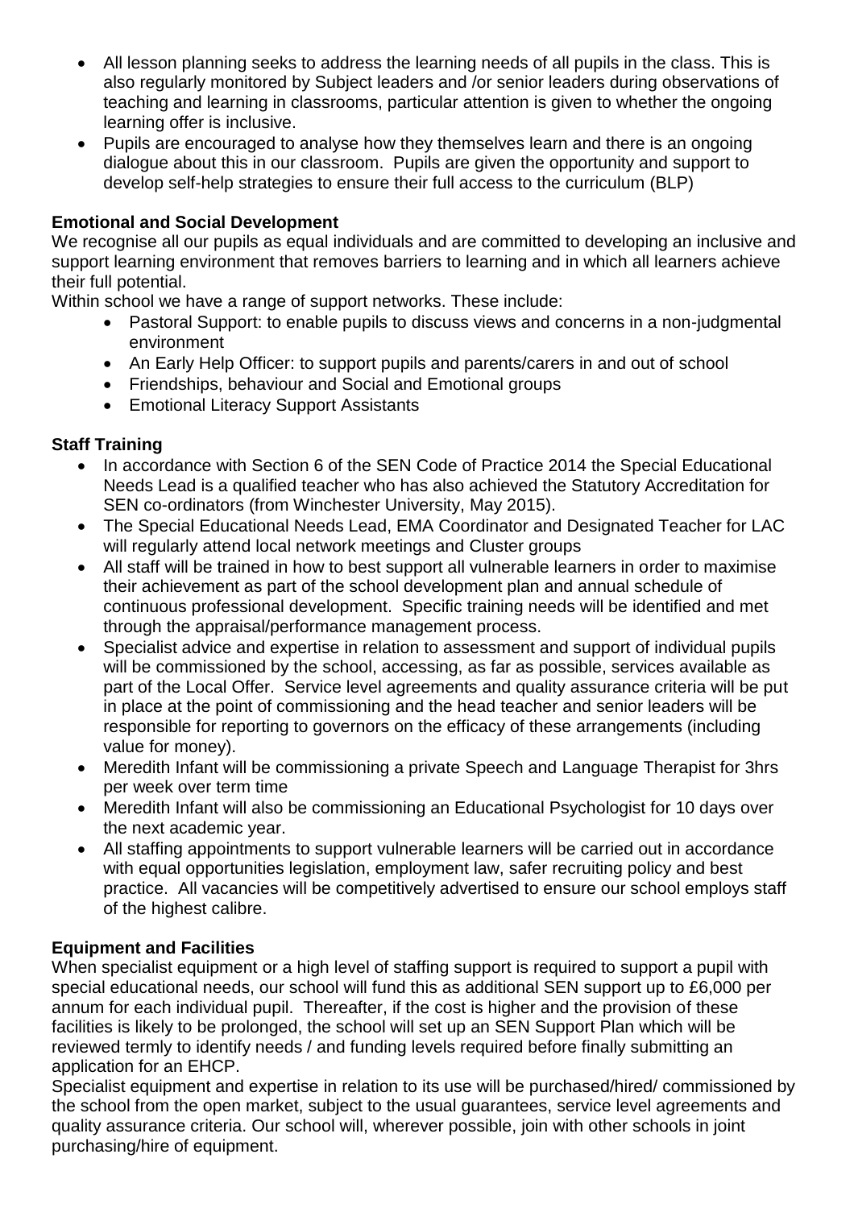- All lesson planning seeks to address the learning needs of all pupils in the class. This is also regularly monitored by Subject leaders and /or senior leaders during observations of teaching and learning in classrooms, particular attention is given to whether the ongoing learning offer is inclusive.
- Pupils are encouraged to analyse how they themselves learn and there is an ongoing dialogue about this in our classroom. Pupils are given the opportunity and support to develop self-help strategies to ensure their full access to the curriculum (BLP)

**Emotional and Social Development**

We recognise all our pupils as equal individuals and are committed to developing an inclusive and support learning environment that removes barriers to learning and in which all learners achieve their full potential.

Within school we have a range of support networks. These include:

- Pastoral Support: to enable pupils to discuss views and concerns in a non-judgmental environment
- An Early Help Officer: to support pupils and parents/carers in and out of school
- Friendships, behaviour and Social and Emotional groups
- Emotional Literacy Support Assistants

**Staff Training**

- In accordance with Section 6 of the SEN Code of Practice 2014 the Special Educational Needs Lead is a qualified teacher who has also achieved the Statutory Accreditation for SEN co-ordinators (from Winchester University, May 2015).
- The Special Educational Needs Lead, EMA Coordinator and Designated Teacher for LAC will regularly attend local network meetings and Cluster groups
- All staff will be trained in how to best support all vulnerable learners in order to maximise their achievement as part of the school development plan and annual schedule of continuous professional development. Specific training needs will be identified and met through the appraisal/performance management process.
- Specialist advice and expertise in relation to assessment and support of individual pupils will be commissioned by the school, accessing, as far as possible, services available as part of the Local Offer. Service level agreements and quality assurance criteria will be put in place at the point of commissioning and the head teacher and senior leaders will be responsible for reporting to governors on the efficacy of these arrangements (including value for money).
- Meredith Infant will be commissioning a private Speech and Language Therapist for 3hrs per week over term time
- Meredith Infant will also be commissioning an Educational Psychologist for 10 days over the next academic year.
- All staffing appointments to support vulnerable learners will be carried out in accordance with equal opportunities legislation, employment law, safer recruiting policy and best practice. All vacancies will be competitively advertised to ensure our school employs staff of the highest calibre.

**Equipment and Facilities**

When specialist equipment or a high level of staffing support is required to support a pupil with special educational needs, our school will fund this as additional SEN support up to £6,000 per annum for each individual pupil. Thereafter, if the cost is higher and the provision of these facilities is likely to be prolonged, the school will set up an SEN Support Plan which will be reviewed termly to identify needs / and funding levels required before finally submitting an application for an EHCP.

Specialist equipment and expertise in relation to its use will be purchased/hired/ commissioned by the school from the open market, subject to the usual guarantees, service level agreements and quality assurance criteria. Our school will, wherever possible, join with other schools in joint purchasing/hire of equipment.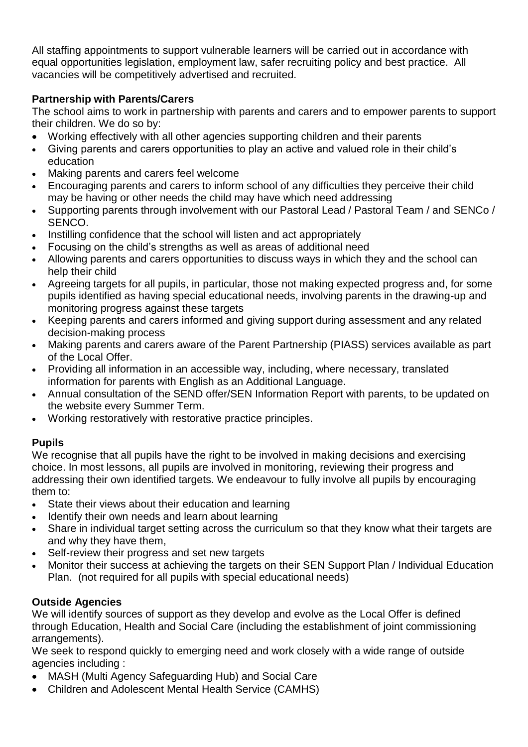All staffing appointments to support vulnerable learners will be carried out in accordance with equal opportunities legislation, employment law, safer recruiting policy and best practice. All vacancies will be competitively advertised and recruited.

**Partnership with Parents/Carers**

The school aims to work in partnership with parents and carers and to empower parents to support their children. We do so by:

- Working effectively with all other agencies supporting children and their parents
- Giving parents and carers opportunities to play an active and valued role in their child's education
- Making parents and carers feel welcome
- Encouraging parents and carers to inform school of any difficulties they perceive their child may be having or other needs the child may have which need addressing
- Supporting parents through involvement with our Pastoral Lead / Pastoral Team / and SENCo / SENCO.
- Instilling confidence that the school will listen and act appropriately
- Focusing on the child's strengths as well as areas of additional need
- Allowing parents and carers opportunities to discuss ways in which they and the school can help their child
- Agreeing targets for all pupils, in particular, those not making expected progress and, for some pupils identified as having special educational needs, involving parents in the drawing-up and monitoring progress against these targets
- Keeping parents and carers informed and giving support during assessment and any related decision-making process
- Making parents and carers aware of the Parent Partnership (PIASS) services available as part of the Local Offer.
- Providing all information in an accessible way, including, where necessary, translated information for parents with English as an Additional Language.
- Annual consultation of the SEND offer/SEN Information Report with parents, to be updated on the website every Summer Term.
- Working restoratively with restorative practice principles.

**Pupils**

We recognise that all pupils have the right to be involved in making decisions and exercising choice. In most lessons, all pupils are involved in monitoring, reviewing their progress and addressing their own identified targets. We endeavour to fully involve all pupils by encouraging them to:

- State their views about their education and learning
- Identify their own needs and learn about learning
- Share in individual target setting across the curriculum so that they know what their targets are and why they have them,
- Self-review their progress and set new targets
- Monitor their success at achieving the targets on their SEN Support Plan / Individual Education Plan. (not required for all pupils with special educational needs)

**Outside Agencies**

We will identify sources of support as they develop and evolve as the Local Offer is defined through Education, Health and Social Care (including the establishment of joint commissioning arrangements).

We seek to respond quickly to emerging need and work closely with a wide range of outside agencies including :

- MASH (Multi Agency Safeguarding Hub) and Social Care
- Children and Adolescent Mental Health Service (CAMHS)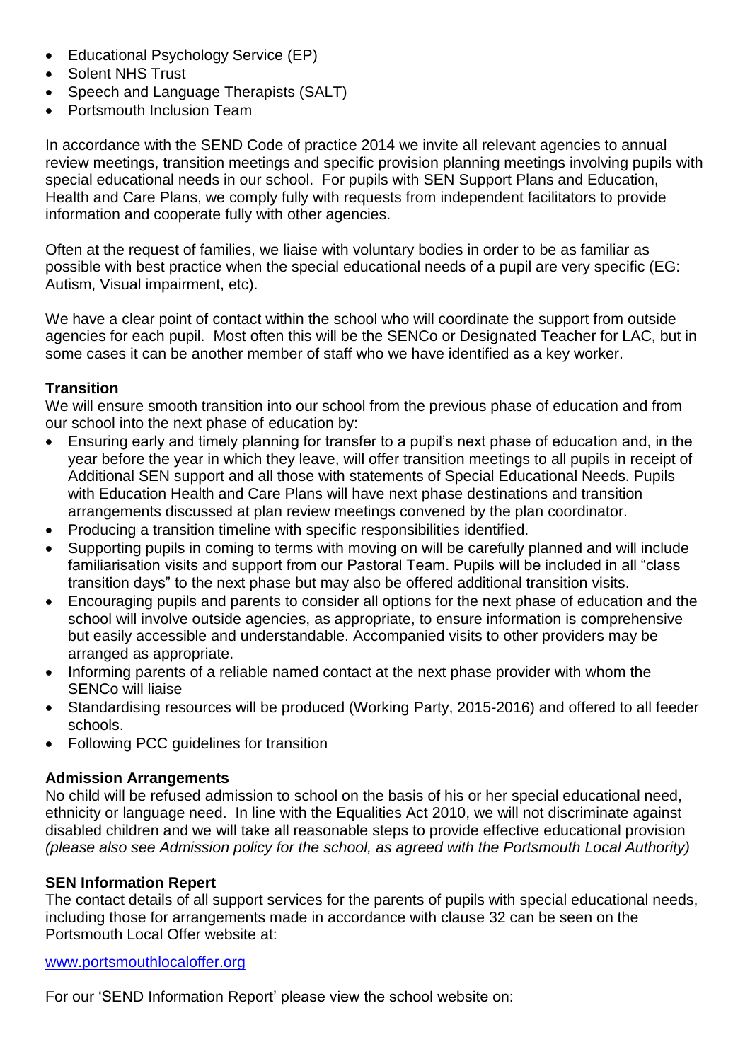- Educational Psychology Service (EP)
- Solent NHS Trust
- Speech and Language Therapists (SALT)
- Portsmouth Inclusion Team

In accordance with the SEND Code of practice 2014 we invite all relevant agencies to annual review meetings, transition meetings and specific provision planning meetings involving pupils with special educational needs in our school. For pupils with SEN Support Plans and Education, Health and Care Plans, we comply fully with requests from independent facilitators to provide information and cooperate fully with other agencies.

Often at the request of families, we liaise with voluntary bodies in order to be as familiar as possible with best practice when the special educational needs of a pupil are very specific (EG: Autism, Visual impairment, etc).

We have a clear point of contact within the school who will coordinate the support from outside agencies for each pupil. Most often this will be the SENCo or Designated Teacher for LAC, but in some cases it can be another member of staff who we have identified as a key worker.

**Transition**

We will ensure smooth transition into our school from the previous phase of education and from our school into the next phase of education by:

- Ensuring early and timely planning for transfer to a pupil's next phase of education and, in the year before the year in which they leave, will offer transition meetings to all pupils in receipt of Additional SEN support and all those with statements of Special Educational Needs. Pupils with Education Health and Care Plans will have next phase destinations and transition arrangements discussed at plan review meetings convened by the plan coordinator.
- Producing a transition timeline with specific responsibilities identified.
- Supporting pupils in coming to terms with moving on will be carefully planned and will include familiarisation visits and support from our Pastoral Team. Pupils will be included in all "class transition days" to the next phase but may also be offered additional transition visits.
- Encouraging pupils and parents to consider all options for the next phase of education and the school will involve outside agencies, as appropriate, to ensure information is comprehensive but easily accessible and understandable. Accompanied visits to other providers may be arranged as appropriate.
- Informing parents of a reliable named contact at the next phase provider with whom the SENCo will liaise
- Standardising resources will be produced (Working Party, 2015-2016) and offered to all feeder schools.
- Following PCC guidelines for transition

**Admission Arrangements**

No child will be refused admission to school on the basis of his or her special educational need, ethnicity or language need. In line with the Equalities Act 2010, we will not discriminate against disabled children and we will take all reasonable steps to provide effective educational provision *(please also see Admission policy for the school, as agreed with the Portsmouth Local Authority)*

**SEN Information Repert**

The contact details of all support services for the parents of pupils with special educational needs, including those for arrangements made in accordance with clause 32 can be seen on the Portsmouth Local Offer website at:

[www.portsmouthlocaloffer.org](http://www.portsmouthlocaloffer.org)

For our 'SEND Information Report' please view the school website on: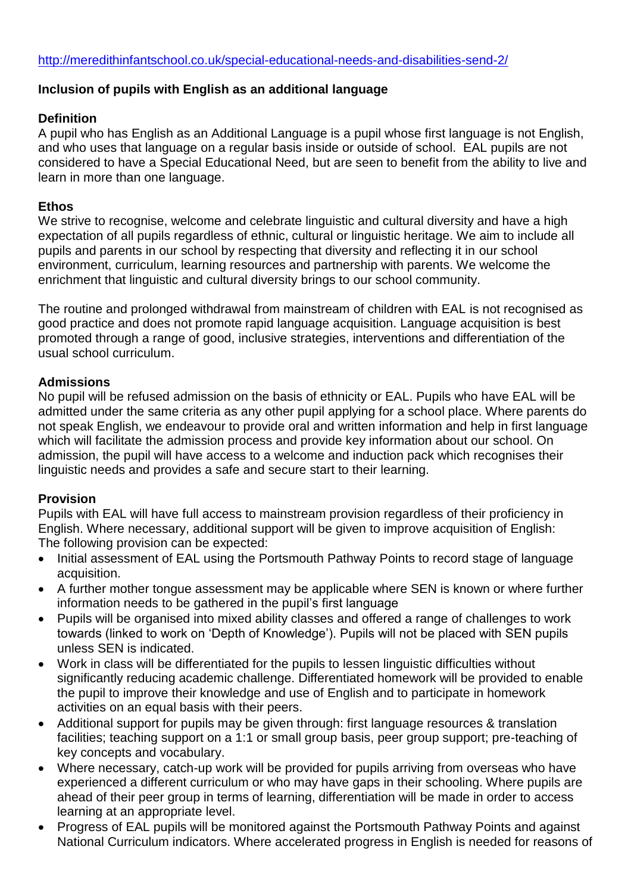http://meredithinfantschool.co.uk/special-educational-needs-and-disabilities-send-2/

**Inclusion of pupils with English as an additional language**

**Definition**
A pupil who has English as an Additional Language is a pupil whose first language is not English, and who uses that language on a regular basis inside or outside of school. EAL pupils are not considered to have a Special Educational Need, but are seen to benefit from the ability to live and learn in more than one language.

**Ethos**
We strive to recognise, welcome and celebrate linguistic and cultural diversity and have a high expectation of all pupils regardless of ethnic, cultural or linguistic heritage. We aim to include all pupils and parents in our school by respecting that diversity and reflecting it in our school environment, curriculum, learning resources and partnership with parents. We welcome the enrichment that linguistic and cultural diversity brings to our school community.

The routine and prolonged withdrawal from mainstream of children with EAL is not recognised as good practice and does not promote rapid language acquisition. Language acquisition is best promoted through a range of good, inclusive strategies, interventions and differentiation of the usual school curriculum.

**Admissions**
No pupil will be refused admission on the basis of ethnicity or EAL. Pupils who have EAL will be admitted under the same criteria as any other pupil applying for a school place. Where parents do not speak English, we endeavour to provide oral and written information and help in first language which will facilitate the admission process and provide key information about our school. On admission, the pupil will have access to a welcome and induction pack which recognises their linguistic needs and provides a safe and secure start to their learning.

**Provision**
Pupils with EAL will have full access to mainstream provision regardless of their proficiency in English. Where necessary, additional support will be given to improve acquisition of English:
The following provision can be expected:

- Initial assessment of EAL using the Portsmouth Pathway Points to record stage of language acquisition.
- A further mother tongue assessment may be applicable where SEN is known or where further information needs to be gathered in the pupil's first language
- Pupils will be organised into mixed ability classes and offered a range of challenges to work towards (linked to work on 'Depth of Knowledge'). Pupils will not be placed with SEN pupils unless SEN is indicated.
- Work in class will be differentiated for the pupils to lessen linguistic difficulties without significantly reducing academic challenge. Differentiated homework will be provided to enable the pupil to improve their knowledge and use of English and to participate in homework activities on an equal basis with their peers.
- Additional support for pupils may be given through: first language resources & translation facilities; teaching support on a 1:1 or small group basis, peer group support; pre-teaching of key concepts and vocabulary.
- Where necessary, catch-up work will be provided for pupils arriving from overseas who have experienced a different curriculum or who may have gaps in their schooling. Where pupils are ahead of their peer group in terms of learning, differentiation will be made in order to access learning at an appropriate level.
- Progress of EAL pupils will be monitored against the Portsmouth Pathway Points and against National Curriculum indicators. Where accelerated progress in English is needed for reasons of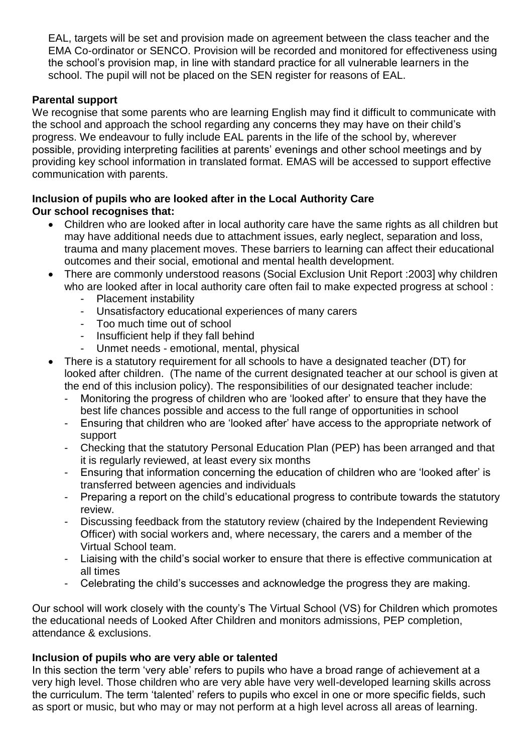EAL, targets will be set and provision made on agreement between the class teacher and the EMA Co-ordinator or SENCO. Provision will be recorded and monitored for effectiveness using the school's provision map, in line with standard practice for all vulnerable learners in the school. The pupil will not be placed on the SEN register for reasons of EAL.

**Parental support**

We recognise that some parents who are learning English may find it difficult to communicate with the school and approach the school regarding any concerns they may have on their child's progress. We endeavour to fully include EAL parents in the life of the school by, wherever possible, providing interpreting facilities at parents' evenings and other school meetings and by providing key school information in translated format. EMAS will be accessed to support effective communication with parents.

**Inclusion of pupils who are looked after in the Local Authority Care**

**Our school recognises that:**

- Children who are looked after in local authority care have the same rights as all children but may have additional needs due to attachment issues, early neglect, separation and loss, trauma and many placement moves. These barriers to learning can affect their educational outcomes and their social, emotional and mental health development.
- There are commonly understood reasons (Social Exclusion Unit Report :2003] why children who are looked after in local authority care often fail to make expected progress at school :
  - Placement instability
  - Unsatisfactory educational experiences of many carers
  - Too much time out of school
  - Insufficient help if they fall behind
  - Unmet needs - emotional, mental, physical
- There is a statutory requirement for all schools to have a designated teacher (DT) for looked after children. (The name of the current designated teacher at our school is given at the end of this inclusion policy). The responsibilities of our designated teacher include:
  - Monitoring the progress of children who are 'looked after' to ensure that they have the best life chances possible and access to the full range of opportunities in school
  - Ensuring that children who are 'looked after' have access to the appropriate network of support
  - Checking that the statutory Personal Education Plan (PEP) has been arranged and that it is regularly reviewed, at least every six months
  - Ensuring that information concerning the education of children who are 'looked after' is transferred between agencies and individuals
  - Preparing a report on the child's educational progress to contribute towards the statutory review.
  - Discussing feedback from the statutory review (chaired by the Independent Reviewing Officer) with social workers and, where necessary, the carers and a member of the Virtual School team.
  - Liaising with the child's social worker to ensure that there is effective communication at all times
  - Celebrating the child's successes and acknowledge the progress they are making.

Our school will work closely with the county's The Virtual School (VS) for Children which promotes the educational needs of Looked After Children and monitors admissions, PEP completion, attendance & exclusions.

**Inclusion of pupils who are very able or talented**

In this section the term 'very able' refers to pupils who have a broad range of achievement at a very high level. Those children who are very able have very well-developed learning skills across the curriculum. The term 'talented' refers to pupils who excel in one or more specific fields, such as sport or music, but who may or may not perform at a high level across all areas of learning.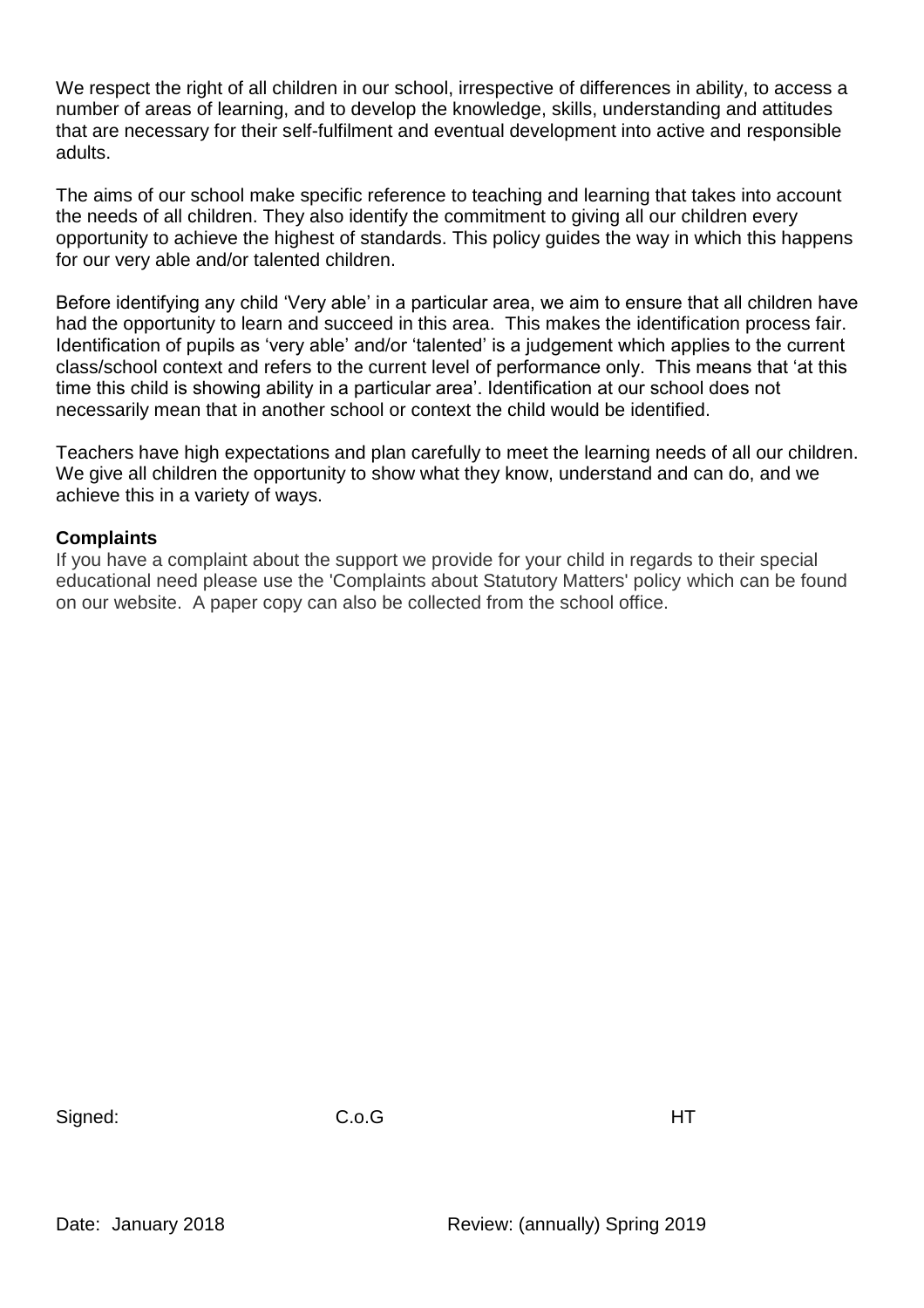We respect the right of all children in our school, irrespective of differences in ability, to access a number of areas of learning, and to develop the knowledge, skills, understanding and attitudes that are necessary for their self-fulfilment and eventual development into active and responsible adults.

The aims of our school make specific reference to teaching and learning that takes into account the needs of all children. They also identify the commitment to giving all our children every opportunity to achieve the highest of standards. This policy guides the way in which this happens for our very able and/or talented children.

Before identifying any child 'Very able' in a particular area, we aim to ensure that all children have had the opportunity to learn and succeed in this area. This makes the identification process fair. Identification of pupils as 'very able' and/or 'talented' is a judgement which applies to the current class/school context and refers to the current level of performance only. This means that 'at this time this child is showing ability in a particular area'. Identification at our school does not necessarily mean that in another school or context the child would be identified.

Teachers have high expectations and plan carefully to meet the learning needs of all our children. We give all children the opportunity to show what they know, understand and can do, and we achieve this in a variety of ways.

**Complaints**

If you have a complaint about the support we provide for your child in regards to their special educational need please use the 'Complaints about Statutory Matters' policy which can be found on our website. A paper copy can also be collected from the school office.

Signed: C.o.G HT

Date: January 2018 Review: (annually) Spring 2019